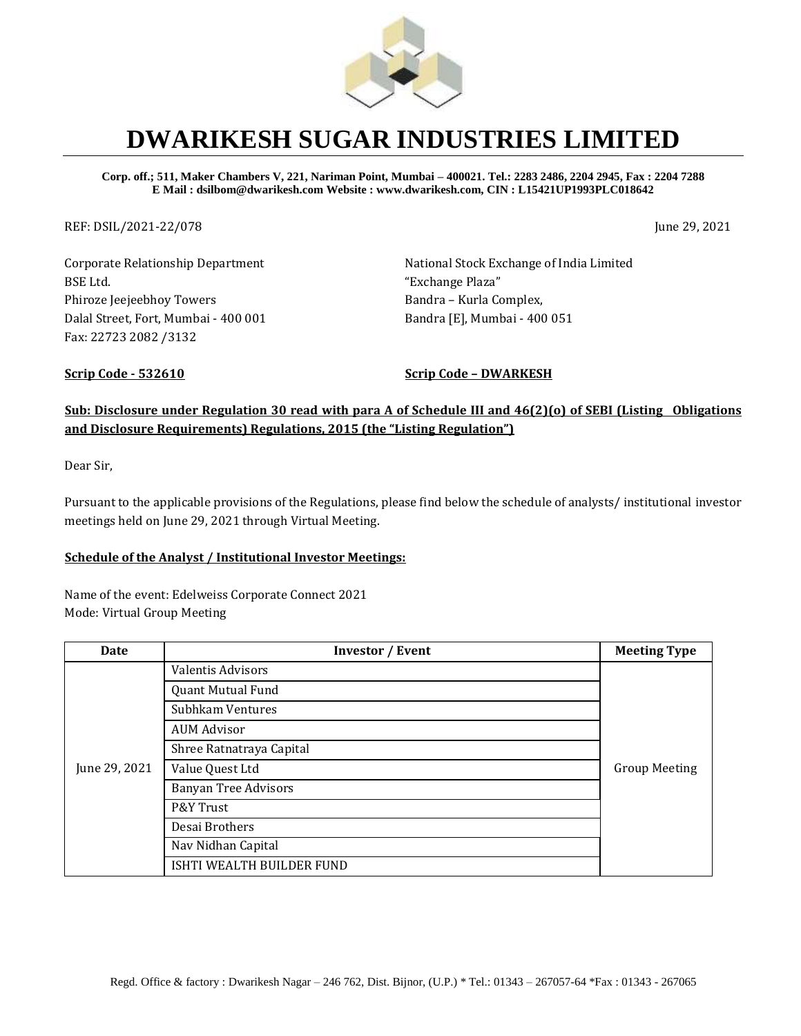# DWARIKESH SUGAR INDUSTRIES LIMITED

**Corp. off.; 511, Maker Chambers V, 221, Nariman Point, Mumbai – 400021. Tel.: 2283 2486, 2204 2945, Fax : 2204 7288**
**E Mail : dsilbom@dwarikesh.com Website : www.dwarikesh.com, CIN : L15421UP1993PLC018642**

REF: DSIL/2021-22/078

June 29, 2021

Corporate Relationship Department
BSE Ltd.
Phiroze Jeejeebhoy Towers
Dalal Street, Fort, Mumbai - 400 001
Fax: 22723 2082 /3132

National Stock Exchange of India Limited
"Exchange Plaza"
Bandra – Kurla Complex,
Bandra [E], Mumbai - 400 051

**Scrip Code - 532610**

**Scrip Code – DWARKESH**

**Sub: Disclosure under Regulation 30 read with para A of Schedule III and 46(2)(o) of SEBI (Listing Obligations and Disclosure Requirements) Regulations, 2015 (the "Listing Regulation")**

Dear Sir,

Pursuant to the applicable provisions of the Regulations, please find below the schedule of analysts/ institutional investor meetings held on June 29, 2021 through Virtual Meeting.

**Schedule of the Analyst / Institutional Investor Meetings:**

Name of the event: Edelweiss Corporate Connect 2021
Mode: Virtual Group Meeting

| Date | Investor / Event | Meeting Type |
|---|---|---|
| June 29, 2021 | Valentis Advisors | Group Meeting |
| | Quant Mutual Fund | |
| | Subhkam Ventures | |
| | AUM Advisor | |
| | Shree Ratnatraya Capital | |
| | Value Quest Ltd | |
| | Banyan Tree Advisors | |
| | P&Y Trust | |
| | Desai Brothers | |
| | Nav Nidhan Capital | |
| | ISHTI WEALTH BUILDER FUND | |

Regd. Office & factory : Dwarikesh Nagar – 246 762, Dist. Bijnor, (U.P.) * Tel.: 01343 – 267057-64 *Fax : 01343 - 267065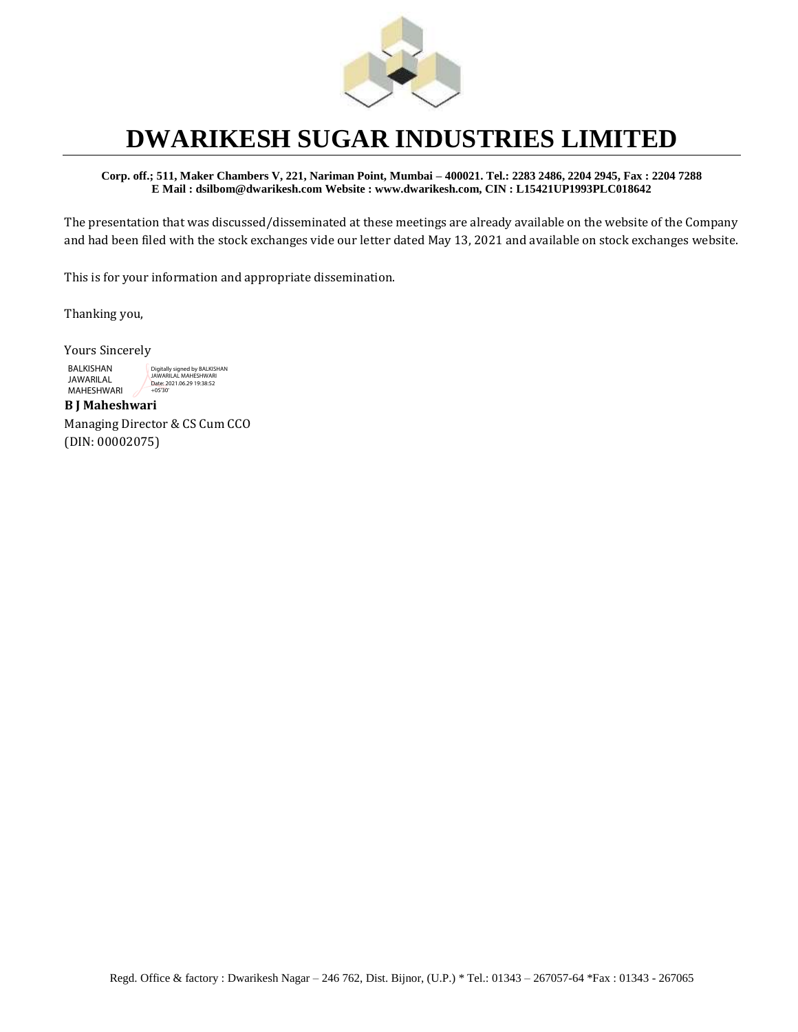# DWARIKESH SUGAR INDUSTRIES LIMITED

**Corp. off.; 511, Maker Chambers V, 221, Nariman Point, Mumbai – 400021. Tel.: 2283 2486, 2204 2945, Fax : 2204 7288**
**E Mail : dsilbom@dwarikesh.com Website : www.dwarikesh.com, CIN : L15421UP1993PLC018642**

The presentation that was discussed/disseminated at these meetings are already available on the website of the Company and had been filed with the stock exchanges vide our letter dated May 13, 2021 and available on stock exchanges website.

This is for your information and appropriate dissemination.

Thanking you,

Yours Sincerely

BALKISHAN JAWARILAL MAHESHWARI

Digitally signed by BALKISHAN JAWARILAL MAHESHWARI
Date: 2021.06.29 19:38:52 +05'30'

**B J Maheshwari**
Managing Director & CS Cum CCO
(DIN: 00002075)

Regd. Office & factory : Dwarikesh Nagar – 246 762, Dist. Bijnor, (U.P.) * Tel.: 01343 – 267057-64 *Fax : 01343 - 267065